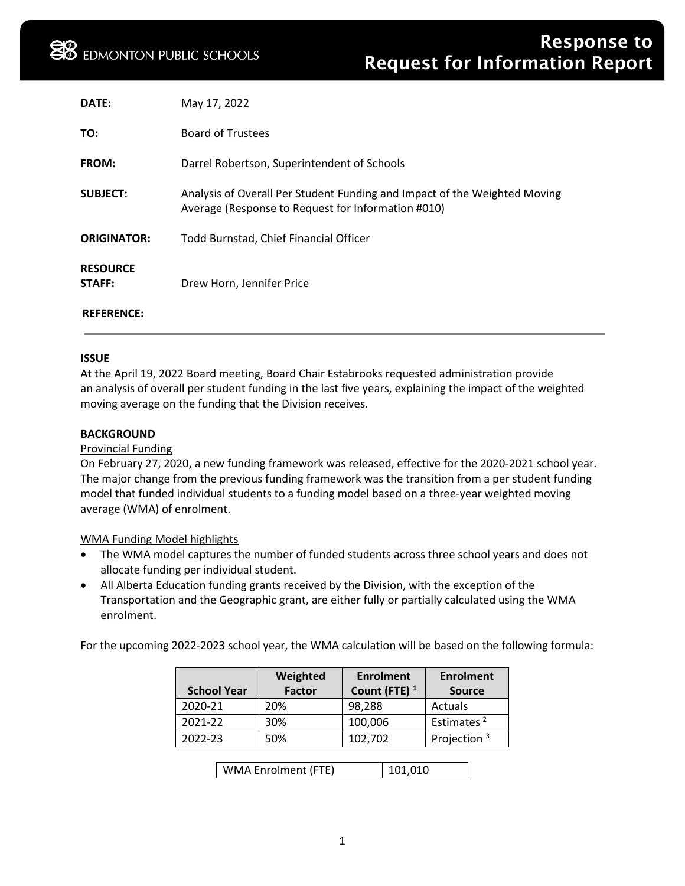EDMONTON PUBLIC SCHOOLS

# Response to Request for Information Report

**DATE:** May 17, 2022

**TO:** Board of Trustees

**FROM:** Darrel Robertson, Superintendent of Schools

**SUBJECT:** Analysis of Overall Per Student Funding and Impact of the Weighted Moving Average (Response to Request for Information #010)

**ORIGINATOR:** Todd Burnstad, Chief Financial Officer

**RESOURCE STAFF:** Drew Horn, Jennifer Price

**REFERENCE:**

---

**ISSUE**

At the April 19, 2022 Board meeting, Board Chair Estabrooks requested administration provide an analysis of overall per student funding in the last five years, explaining the impact of the weighted moving average on the funding that the Division receives.

**BACKGROUND**

Provincial Funding

On February 27, 2020, a new funding framework was released, effective for the 2020-2021 school year. The major change from the previous funding framework was the transition from a per student funding model that funded individual students to a funding model based on a three-year weighted moving average (WMA) of enrolment.

WMA Funding Model highlights

- The WMA model captures the number of funded students across three school years and does not allocate funding per individual student.
- All Alberta Education funding grants received by the Division, with the exception of the Transportation and the Geographic grant, are either fully or partially calculated using the WMA enrolment.

For the upcoming 2022-2023 school year, the WMA calculation will be based on the following formula:

| School Year | Weighted Factor | Enrolment Count (FTE) [1] | Enrolment Source |
|---|---|---|---|
| 2020-21 | 20% | 98,288 | Actuals |
| 2021-22 | 30% | 100,006 | Estimates [2] |
| 2022-23 | 50% | 102,702 | Projection [3] |

| WMA Enrolment (FTE) | 101,010 |
|---|---|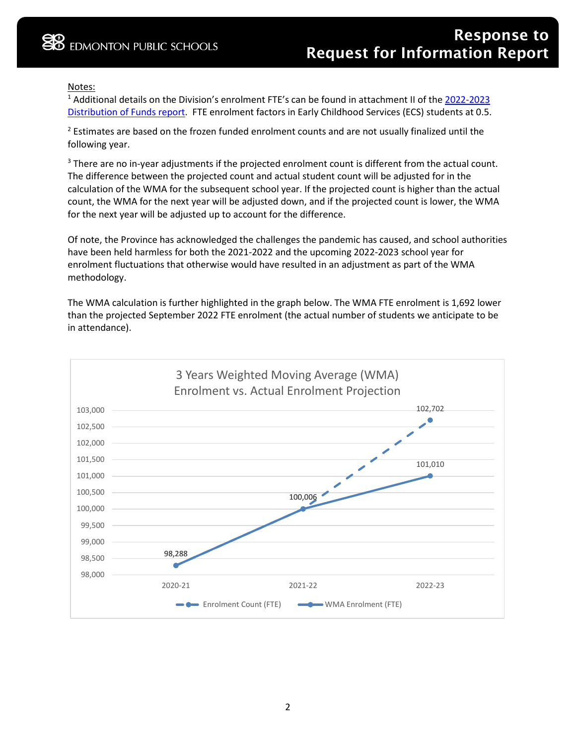Notes:
[1] Additional details on the Division's enrolment FTE's can be found in attachment II of the [2022-2023 Distribution of Funds report](). FTE enrolment factors in Early Childhood Services (ECS) students at 0.5.

[2] Estimates are based on the frozen funded enrolment counts and are not usually finalized until the following year.

[3] There are no in-year adjustments if the projected enrolment count is different from the actual count. The difference between the projected count and actual student count will be adjusted for in the calculation of the WMA for the subsequent school year. If the projected count is higher than the actual count, the WMA for the next year will be adjusted down, and if the projected count is lower, the WMA for the next year will be adjusted up to account for the difference.

Of note, the Province has acknowledged the challenges the pandemic has caused, and school authorities have been held harmless for both the 2021-2022 and the upcoming 2022-2023 school year for enrolment fluctuations that otherwise would have resulted in an adjustment as part of the WMA methodology.

The WMA calculation is further highlighted in the graph below. The WMA FTE enrolment is 1,692 lower than the projected September 2022 FTE enrolment (the actual number of students we anticipate to be in attendance).

**3 Years Weighted Moving Average (WMA) Enrolment vs. Actual Enrolment Projection**

| Year | Enrolment Count (FTE) | WMA Enrolment (FTE) |
| --- | --- | --- |
| 2020-21 | | 98,288 |
| 2021-22 | 100,006 | 100,006 |
| 2022-23 | 102,702 | 101,010 |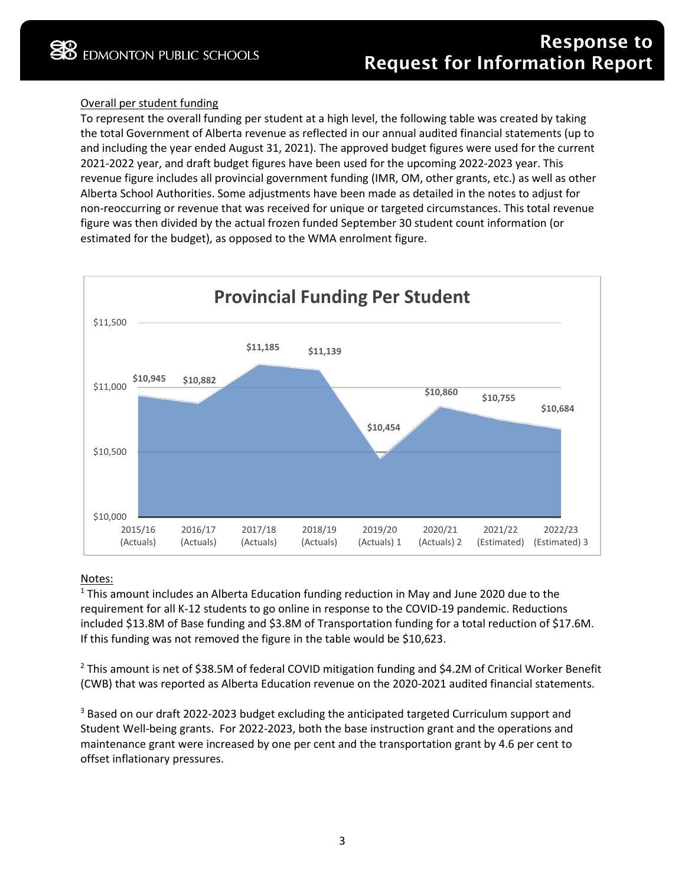Overall per student funding

To represent the overall funding per student at a high level, the following table was created by taking the total Government of Alberta revenue as reflected in our annual audited financial statements (up to and including the year ended August 31, 2021). The approved budget figures were used for the current 2021-2022 year, and draft budget figures have been used for the upcoming 2022-2023 year. This revenue figure includes all provincial government funding (IMR, OM, other grants, etc.) as well as other Alberta School Authorities. Some adjustments have been made as detailed in the notes to adjust for non-reoccurring or revenue that was received for unique or targeted circumstances. This total revenue figure was then divided by the actual frozen funded September 30 student count information (or estimated for the budget), as opposed to the WMA enrolment figure.

**Provincial Funding Per Student**

| Year | Provincial Funding Per Student |
|---|---|
| 2015/16 (Actuals) | $10,945 |
| 2016/17 (Actuals) | $10,882 |
| 2017/18 (Actuals) | $11,185 |
| 2018/19 (Actuals) | $11,139 |
| 2019/20 (Actuals) 1 | $10,454 |
| 2020/21 (Actuals) 2 | $10,860 |
| 2021/22 (Estimated) | $10,755 |
| 2022/23 (Estimated) 3 | $10,684 |

Notes:

[1] This amount includes an Alberta Education funding reduction in May and June 2020 due to the requirement for all K-12 students to go online in response to the COVID-19 pandemic. Reductions included $13.8M of Base funding and $3.8M of Transportation funding for a total reduction of $17.6M. If this funding was not removed the figure in the table would be $10,623.

[2] This amount is net of $38.5M of federal COVID mitigation funding and $4.2M of Critical Worker Benefit (CWB) that was reported as Alberta Education revenue on the 2020-2021 audited financial statements.

[3] Based on our draft 2022-2023 budget excluding the anticipated targeted Curriculum support and Student Well-being grants. For 2022-2023, both the base instruction grant and the operations and maintenance grant were increased by one per cent and the transportation grant by 4.6 per cent to offset inflationary pressures.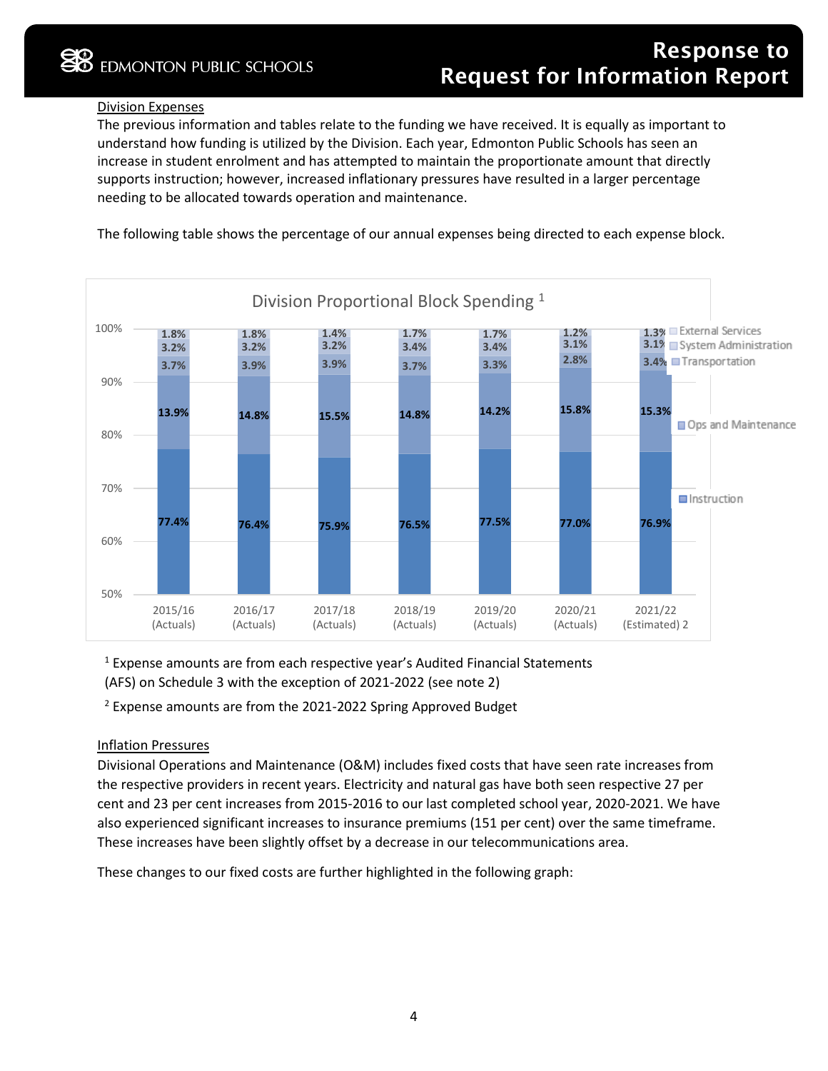## Division Expenses

The previous information and tables relate to the funding we have received. It is equally as important to understand how funding is utilized by the Division. Each year, Edmonton Public Schools has seen an increase in student enrolment and has attempted to maintain the proportionate amount that directly supports instruction; however, increased inflationary pressures have resulted in a larger percentage needing to be allocated towards operation and maintenance.

The following table shows the percentage of our annual expenses being directed to each expense block.

**Division Proportional Block Spending [1]**

| | 2015/16 (Actuals) | 2016/17 (Actuals) | 2017/18 (Actuals) | 2018/19 (Actuals) | 2019/20 (Actuals) | 2020/21 (Actuals) | 2021/22 (Estimated) 2 |
|---|---|---|---|---|---|---|---|
| External Services | 1.8% | 1.8% | 1.4% | 1.7% | 1.7% | 1.2% | 1.3% |
| System Administration | 3.2% | 3.2% | 3.2% | 3.4% | 3.4% | 3.1% | 3.1% |
| Transportation | 3.7% | 3.9% | 3.9% | 3.7% | 3.3% | 2.8% | 3.4% |
| Ops and Maintenance | 13.9% | 14.8% | 15.5% | 14.8% | 14.2% | 15.8% | 15.3% |
| Instruction | 77.4% | 76.4% | 75.9% | 76.5% | 77.5% | 77.0% | 76.9% |

[1] Expense amounts are from each respective year's Audited Financial Statements (AFS) on Schedule 3 with the exception of 2021-2022 (see note 2)

[2] Expense amounts are from the 2021-2022 Spring Approved Budget

## Inflation Pressures

Divisional Operations and Maintenance (O&M) includes fixed costs that have seen rate increases from the respective providers in recent years. Electricity and natural gas have both seen respective 27 per cent and 23 per cent increases from 2015-2016 to our last completed school year, 2020-2021. We have also experienced significant increases to insurance premiums (151 per cent) over the same timeframe. These increases have been slightly offset by a decrease in our telecommunications area.

These changes to our fixed costs are further highlighted in the following graph: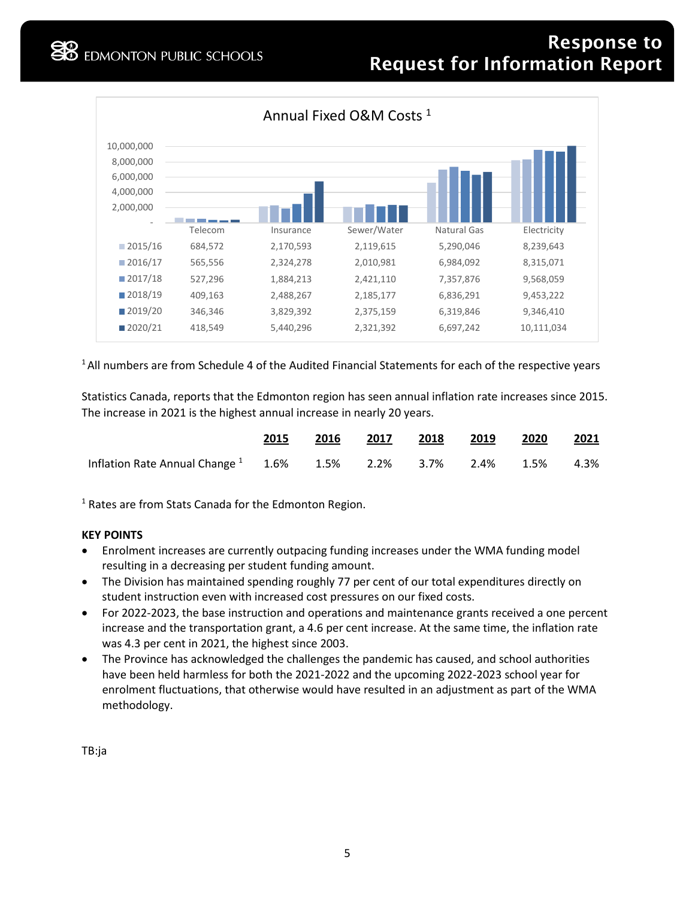Annual Fixed O&M Costs [1]

10,000,000
8,000,000
6,000,000
4,000,000
2,000,000
-

Telecom Insurance Sewer/Water Natural Gas Electricity

2015/16 684,572 2,170,593 2,119,615 5,290,046 8,239,643
2016/17 565,556 2,324,278 2,010,981 6,984,092 8,315,071
2017/18 527,296 1,884,213 2,421,110 7,357,876 9,568,059
2018/19 409,163 2,488,267 2,185,177 6,836,291 9,453,222
2019/20 346,346 3,829,392 2,375,159 6,319,846 9,346,410
2020/21 418,549 5,440,296 2,321,392 6,697,242 10,111,034

[1] All numbers are from Schedule 4 of the Audited Financial Statements for each of the respective years

Statistics Canada, reports that the Edmonton region has seen annual inflation rate increases since 2015. The increase in 2021 is the highest annual increase in nearly 20 years.

| | 2015 | 2016 | 2017 | 2018 | 2019 | 2020 | 2021 |
|---|---|---|---|---|---|---|---|
| Inflation Rate Annual Change [1] | 1.6% | 1.5% | 2.2% | 3.7% | 2.4% | 1.5% | 4.3% |

[1] Rates are from Stats Canada for the Edmonton Region.

**KEY POINTS**

- Enrolment increases are currently outpacing funding increases under the WMA funding model resulting in a decreasing per student funding amount.
- The Division has maintained spending roughly 77 per cent of our total expenditures directly on student instruction even with increased cost pressures on our fixed costs.
- For 2022-2023, the base instruction and operations and maintenance grants received a one percent increase and the transportation grant, a 4.6 per cent increase. At the same time, the inflation rate was 4.3 per cent in 2021, the highest since 2003.
- The Province has acknowledged the challenges the pandemic has caused, and school authorities have been held harmless for both the 2021-2022 and the upcoming 2022-2023 school year for enrolment fluctuations, that otherwise would have resulted in an adjustment as part of the WMA methodology.

TB:ja